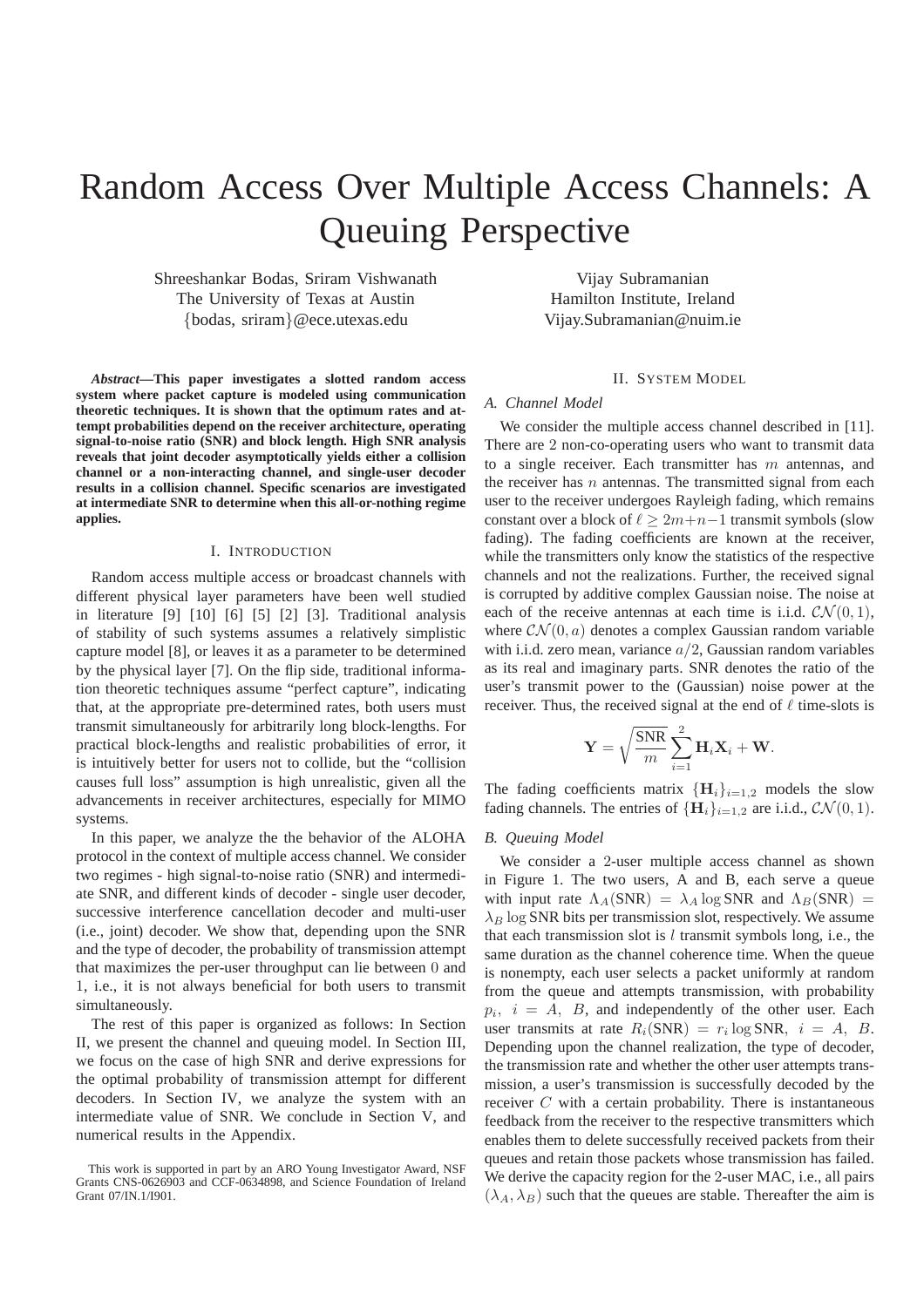# Random Access Over Multiple Access Channels: A Queuing Perspective

Shreeshankar Bodas, Sriram Vishwanath
The University of Texas at Austin
{bodas, sriram}@ece.utexas.edu

Vijay Subramanian
Hamilton Institute, Ireland
Vijay.Subramanian@nuim.ie

***Abstract*—This paper investigates a slotted random access system where packet capture is modeled using communication theoretic techniques. It is shown that the optimum rates and attempt probabilities depend on the receiver architecture, operating signal-to-noise ratio (SNR) and block length. High SNR analysis reveals that joint decoder asymptotically yields either a collision channel or a non-interacting channel, and single-user decoder results in a collision channel. Specific scenarios are investigated at intermediate SNR to determine when this all-or-nothing regime applies.**

## I. Introduction

Random access multiple access or broadcast channels with different physical layer parameters have been well studied in literature [9] [10] [6] [5] [2] [3]. Traditional analysis of stability of such systems assumes a relatively simplistic capture model [8], or leaves it as a parameter to be determined by the physical layer [7]. On the flip side, traditional information theoretic techniques assume "perfect capture", indicating that, at the appropriate pre-determined rates, both users must transmit simultaneously for arbitrarily long block-lengths. For practical block-lengths and realistic probabilities of error, it is intuitively better for users not to collide, but the "collision causes full loss" assumption is high unrealistic, given all the advancements in receiver architectures, especially for MIMO systems.

In this paper, we analyze the the behavior of the ALOHA protocol in the context of multiple access channel. We consider two regimes - high signal-to-noise ratio (SNR) and intermediate SNR, and different kinds of decoder - single user decoder, successive interference cancellation decoder and multi-user (i.e., joint) decoder. We show that, depending upon the SNR and the type of decoder, the probability of transmission attempt that maximizes the per-user throughput can lie between 0 and 1, i.e., it is not always beneficial for both users to transmit simultaneously.

The rest of this paper is organized as follows: In Section II, we present the channel and queuing model. In Section III, we focus on the case of high SNR and derive expressions for the optimal probability of transmission attempt for different decoders. In Section IV, we analyze the system with an intermediate value of SNR. We conclude in Section V, and numerical results in the Appendix.

This work is supported in part by an ARO Young Investigator Award, NSF Grants CNS-0626903 and CCF-0634898, and Science Foundation of Ireland Grant 07/IN.1/I901.

## II. System Model

### A. Channel Model

We consider the multiple access channel described in [11]. There are 2 non-co-operating users who want to transmit data to a single receiver. Each transmitter has $m$ antennas, and the receiver has $n$ antennas. The transmitted signal from each user to the receiver undergoes Rayleigh fading, which remains constant over a block of $\ell \geq 2m+n-1$ transmit symbols (slow fading). The fading coefficients are known at the receiver, while the transmitters only know the statistics of the respective channels and not the realizations. Further, the received signal is corrupted by additive complex Gaussian noise. The noise at each of the receive antennas at each time is i.i.d. $\mathcal{CN}(0,1)$, where $\mathcal{CN}(0,a)$ denotes a complex Gaussian random variable with i.i.d. zero mean, variance $a/2$, Gaussian random variables as its real and imaginary parts. SNR denotes the ratio of the user's transmit power to the (Gaussian) noise power at the receiver. Thus, the received signal at the end of $\ell$ time-slots is

$$\mathbf{Y} = \sqrt{\frac{\text{SNR}}{m}} \sum_{i=1}^{2} \mathbf{H}_i \mathbf{X}_i + \mathbf{W}.$$

The fading coefficients matrix $\{\mathbf{H}_i\}_{i=1,2}$ models the slow fading channels. The entries of $\{\mathbf{H}_i\}_{i=1,2}$ are i.i.d., $\mathcal{CN}(0,1)$.

### B. Queuing Model

We consider a 2-user multiple access channel as shown in Figure 1. The two users, A and B, each serve a queue with input rate $\Lambda_A(\text{SNR}) = \lambda_A \log \text{SNR}$ and $\Lambda_B(\text{SNR}) = \lambda_B \log \text{SNR}$ bits per transmission slot, respectively. We assume that each transmission slot is $l$ transmit symbols long, i.e., the same duration as the channel coherence time. When the queue is nonempty, each user selects a packet uniformly at random from the queue and attempts transmission, with probability $p_i,\ i = A,\ B$, and independently of the other user. Each user transmits at rate $R_i(\text{SNR}) = r_i \log \text{SNR},\ i = A,\ B$. Depending upon the channel realization, the type of decoder, the transmission rate and whether the other user attempts transmission, a user's transmission is successfully decoded by the receiver $C$ with a certain probability. There is instantaneous feedback from the receiver to the respective transmitters which enables them to delete successfully received packets from their queues and retain those packets whose transmission has failed. We derive the capacity region for the 2-user MAC, i.e., all pairs $(\lambda_A, \lambda_B)$ such that the queues are stable. Thereafter the aim is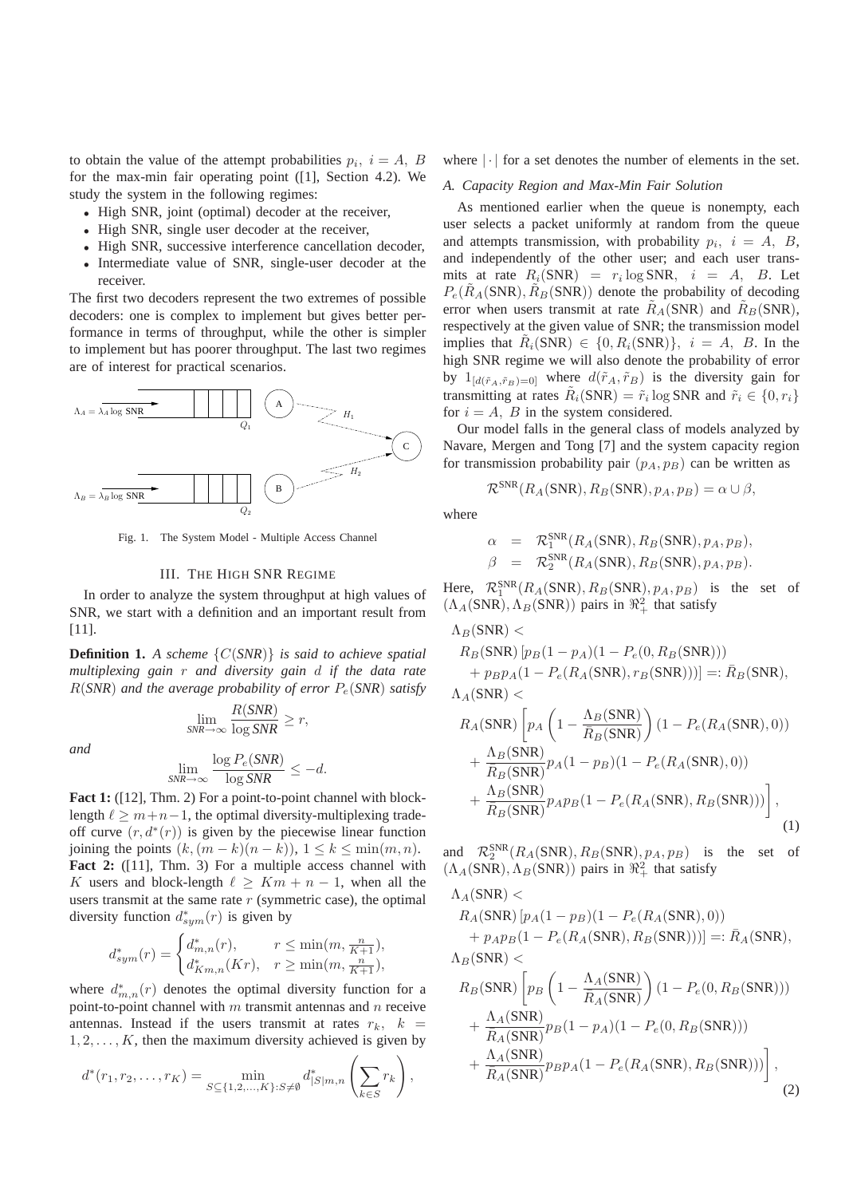to obtain the value of the attempt probabilities $p_i,\ i = A,\ B$ for the max-min fair operating point ([1], Section 4.2). We study the system in the following regimes:

- High SNR, joint (optimal) decoder at the receiver,
- High SNR, single user decoder at the receiver,
- High SNR, successive interference cancellation decoder,
- Intermediate value of SNR, single-user decoder at the receiver.

The first two decoders represent the two extremes of possible decoders: one is complex to implement but gives better performance in terms of throughput, while the other is simpler to implement but has poorer throughput. The last two regimes are of interest for practical scenarios.

$\Lambda_A = \lambda_A \log$ SNR

$Q_1$

A

$H_1$

C

$H_2$

$\Lambda_B = \lambda_B \log$ SNR

B

$Q_2$

Fig. 1. The System Model - Multiple Access Channel

## III. The High SNR Regime

In order to analyze the system throughput at high values of SNR, we start with a definition and an important result from [11].

**Definition 1.** *A scheme $\{C(SNR)\}$ is said to achieve spatial multiplexing gain $r$ and diversity gain $d$ if the data rate $R(SNR)$ and the average probability of error $P_e(SNR)$ satisfy*

$$\lim_{SNR \to \infty} \frac{R(SNR)}{\log SNR} \geq r,$$

*and*

$$\lim_{SNR \to \infty} \frac{\log P_e(SNR)}{\log SNR} \leq -d.$$

**Fact 1:** ([12], Thm. 2) For a point-to-point channel with block-length $\ell \geq m+n-1$, the optimal diversity-multiplexing trade-off curve $(r, d^*(r))$ is given by the piecewise linear function joining the points $(k, (m-k)(n-k)),\ 1 \leq k \leq \min(m, n)$.

**Fact 2:** ([11], Thm. 3) For a multiple access channel with $K$ users and block-length $\ell \geq Km + n - 1$, when all the users transmit at the same rate $r$ (symmetric case), the optimal diversity function $d^*_{sym}(r)$ is given by

$$d^*_{sym}(r) = \begin{cases} d^*_{m,n}(r), & r \leq \min(m, \frac{n}{K+1}), \\ d^*_{Km,n}(Kr), & r \geq \min(m, \frac{n}{K+1}), \end{cases}$$

where $d^*_{m,n}(r)$ denotes the optimal diversity function for a point-to-point channel with $m$ transmit antennas and $n$ receive antennas. Instead if the users transmit at rates $r_k,\ k = 1, 2, \ldots, K$, then the maximum diversity achieved is given by

$$d^*(r_1, r_2, \ldots, r_K) = \min_{S \subseteq \{1,2,\ldots,K\}: S \neq \emptyset} d^*_{|S|m,n}\left(\sum_{k \in S} r_k\right),$$

where $|\cdot|$ for a set denotes the number of elements in the set.

### A. Capacity Region and Max-Min Fair Solution

As mentioned earlier when the queue is nonempty, each user selects a packet uniformly at random from the queue and attempts transmission, with probability $p_i,\ i = A,\ B$, and independently of the other user; and each user transmits at rate $R_i(\text{SNR}) = r_i \log \text{SNR},\ i = A,\ B$. Let $P_e(\tilde{R}_A(\text{SNR}), \tilde{R}_B(\text{SNR}))$ denote the probability of decoding error when users transmit at rate $\tilde{R}_A(\text{SNR})$ and $\tilde{R}_B(\text{SNR})$, respectively at the given value of SNR; the transmission model implies that $\tilde{R}_i(\text{SNR}) \in \{0, R_i(\text{SNR})\},\ i = A,\ B$. In the high SNR regime we will also denote the probability of error by $1_{[d(\tilde{r}_A, \tilde{r}_B)=0]}$ where $d(\tilde{r}_A, \tilde{r}_B)$ is the diversity gain for transmitting at rates $\tilde{R}_i(\text{SNR}) = \tilde{r}_i \log \text{SNR}$ and $\tilde{r}_i \in \{0, r_i\}$ for $i = A,\ B$ in the system considered.

Our model falls in the general class of models analyzed by Navare, Mergen and Tong [7] and the system capacity region for transmission probability pair $(p_A, p_B)$ can be written as

$$\mathcal{R}^{\text{SNR}}(R_A(\text{SNR}), R_B(\text{SNR}), p_A, p_B) = \alpha \cup \beta,$$

where

$$\begin{aligned} \alpha &= \mathcal{R}_1^{\text{SNR}}(R_A(\text{SNR}), R_B(\text{SNR}), p_A, p_B), \\ \beta &= \mathcal{R}_2^{\text{SNR}}(R_A(\text{SNR}), R_B(\text{SNR}), p_A, p_B). \end{aligned}$$

Here, $\mathcal{R}_1^{\text{SNR}}(R_A(\text{SNR}), R_B(\text{SNR}), p_A, p_B)$ is the set of $(\Lambda_A(\text{SNR}), \Lambda_B(\text{SNR}))$ pairs in $\Re_+^2$ that satisfy

$$\begin{aligned} &\Lambda_B(\text{SNR}) < \\ &\quad R_B(\text{SNR}) \left[ p_B(1-p_A)(1 - P_e(0, R_B(\text{SNR}))) \right. \\ &\quad \left. + p_B p_A (1 - P_e(R_A(\text{SNR}), r_B(\text{SNR}))) \right] =: \bar{R}_B(\text{SNR}), \\ &\Lambda_A(\text{SNR}) < \\ &\quad R_A(\text{SNR}) \left[ p_A \left( 1 - \frac{\Lambda_B(\text{SNR})}{\bar{R}_B(\text{SNR})} \right) (1 - P_e(R_A(\text{SNR}), 0)) \right. \\ &\quad + \frac{\Lambda_B(\text{SNR})}{\bar{R}_B(\text{SNR})} p_A (1-p_B)(1 - P_e(R_A(\text{SNR}), 0)) \\ &\quad \left. + \frac{\Lambda_B(\text{SNR})}{\bar{R}_B(\text{SNR})} p_A p_B (1 - P_e(R_A(\text{SNR}), R_B(\text{SNR}))) \right], \end{aligned} \tag{1}$$

and $\mathcal{R}_2^{\text{SNR}}(R_A(\text{SNR}), R_B(\text{SNR}), p_A, p_B)$ is the set of $(\Lambda_A(\text{SNR}), \Lambda_B(\text{SNR}))$ pairs in $\Re_+^2$ that satisfy

$$\begin{aligned} &\Lambda_A(\text{SNR}) < \\ &\quad R_A(\text{SNR}) \left[ p_A(1-p_B)(1 - P_e(R_A(\text{SNR}), 0)) \right. \\ &\quad \left. + p_A p_B (1 - P_e(R_A(\text{SNR}), R_B(\text{SNR}))) \right] =: \bar{R}_A(\text{SNR}), \\ &\Lambda_B(\text{SNR}) < \\ &\quad R_B(\text{SNR}) \left[ p_B \left( 1 - \frac{\Lambda_A(\text{SNR})}{\bar{R}_A(\text{SNR})} \right) (1 - P_e(0, R_B(\text{SNR}))) \right. \\ &\quad + \frac{\Lambda_A(\text{SNR})}{\bar{R}_A(\text{SNR})} p_B (1-p_A)(1 - P_e(0, R_B(\text{SNR}))) \\ &\quad \left. + \frac{\Lambda_A(\text{SNR})}{\bar{R}_A(\text{SNR})} p_B p_A (1 - P_e(R_A(\text{SNR}), R_B(\text{SNR}))) \right], \end{aligned} \tag{2}$$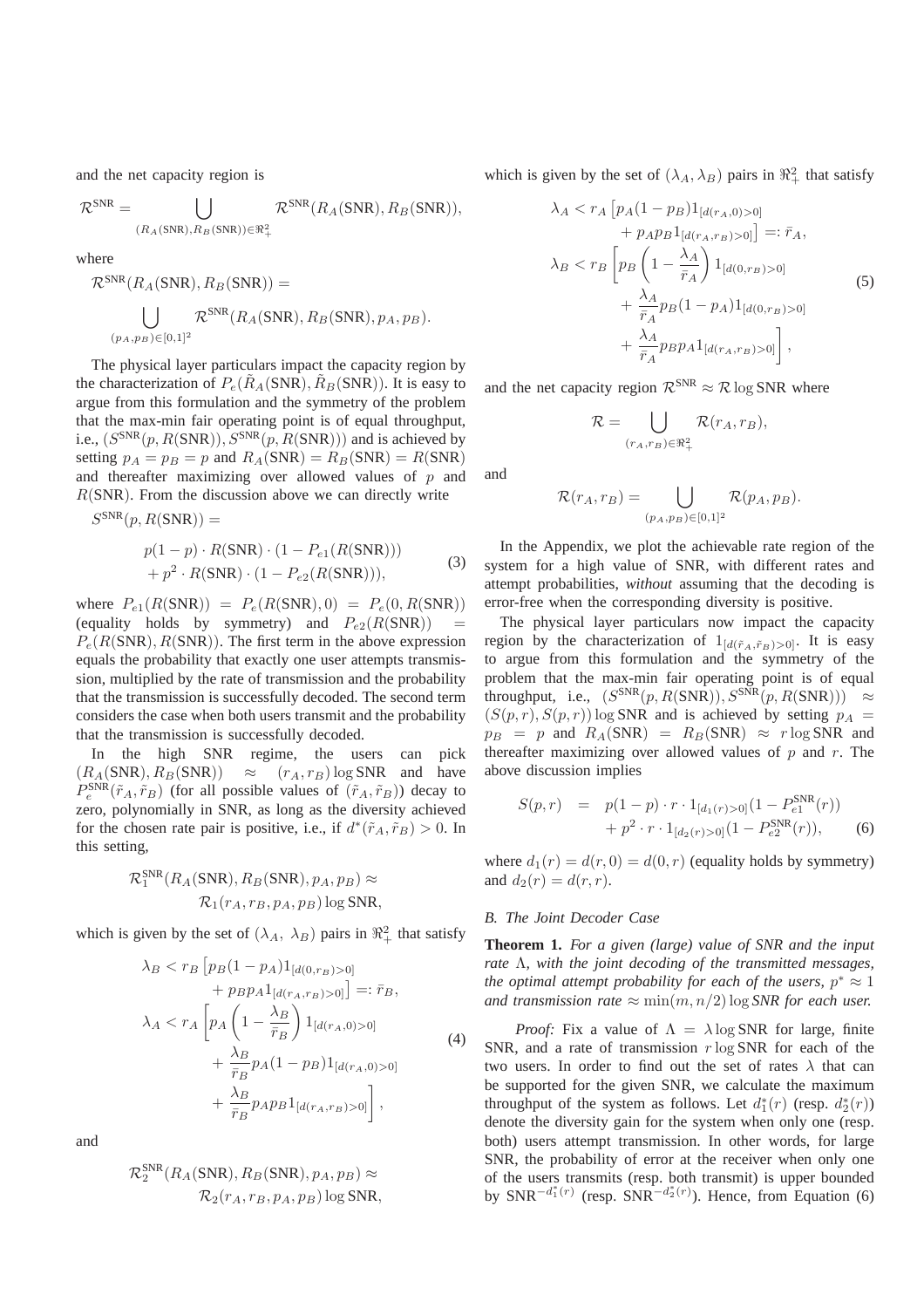and the net capacity region is

$$\mathcal{R}^{\text{SNR}} = \bigcup_{(R_A(\text{SNR}),R_B(\text{SNR}))\in\Re_+^2} \mathcal{R}^{\text{SNR}}(R_A(\text{SNR}), R_B(\text{SNR})),$$

where

$$\mathcal{R}^{\text{SNR}}(R_A(\text{SNR}), R_B(\text{SNR})) = \bigcup_{(p_A,p_B)\in[0,1]^2} \mathcal{R}^{\text{SNR}}(R_A(\text{SNR}), R_B(\text{SNR}), p_A, p_B).$$

The physical layer particulars impact the capacity region by the characterization of $P_e(\tilde{R}_A(\text{SNR}), \tilde{R}_B(\text{SNR}))$. It is easy to argue from this formulation and the symmetry of the problem that the max-min fair operating point is of equal throughput, i.e., $(S^{\text{SNR}}(p, R(\text{SNR})), S^{\text{SNR}}(p, R(\text{SNR})))$ and is achieved by setting $p_A = p_B = p$ and $R_A(\text{SNR}) = R_B(\text{SNR}) = R(\text{SNR})$ and thereafter maximizing over allowed values of $p$ and $R(\text{SNR})$. From the discussion above we can directly write

$$\begin{aligned} S^{\text{SNR}}(p, R(\text{SNR})) = \\ & p(1-p)\cdot R(\text{SNR})\cdot(1 - P_{e1}(R(\text{SNR}))) \\ & + p^2 \cdot R(\text{SNR})\cdot(1 - P_{e2}(R(\text{SNR}))), \end{aligned} \tag{3}$$

where $P_{e1}(R(\text{SNR})) = P_e(R(\text{SNR}), 0) = P_e(0, R(\text{SNR}))$ (equality holds by symmetry) and $P_{e2}(R(\text{SNR})) = P_e(R(\text{SNR}), R(\text{SNR}))$. The first term in the above expression equals the probability that exactly one user attempts transmission, multiplied by the rate of transmission and the probability that the transmission is successfully decoded. The second term considers the case when both users transmit and the probability that the transmission is successfully decoded.

In the high SNR regime, the users can pick $(R_A(\text{SNR}), R_B(\text{SNR})) \approx (r_A, r_B)\log\text{SNR}$ and have $P_e^{\text{SNR}}(\tilde{r}_A, \tilde{r}_B)$ (for all possible values of $(\tilde{r}_A, \tilde{r}_B)$) decay to zero, polynomially in SNR, as long as the diversity achieved for the chosen rate pair is positive, i.e., if $d^*(\tilde{r}_A, \tilde{r}_B) > 0$. In this setting,

$$\mathcal{R}_1^{\text{SNR}}(R_A(\text{SNR}), R_B(\text{SNR}), p_A, p_B) \approx \mathcal{R}_1(r_A, r_B, p_A, p_B)\log\text{SNR},$$

which is given by the set of $(\lambda_A,\ \lambda_B)$ pairs in $\Re_+^2$ that satisfy

$$\begin{aligned} \lambda_B &< r_B\left[p_B(1-p_A)1_{[d(0,r_B)>0]} + p_B p_A 1_{[d(r_A,r_B)>0]}\right] =: \bar{r}_B, \\ \lambda_A &< r_A\left[p_A\left(1 - \frac{\lambda_B}{\bar{r}_B}\right)1_{[d(r_A,0)>0]} + \frac{\lambda_B}{\bar{r}_B}p_A(1-p_B)1_{[d(r_A,0)>0]} + \frac{\lambda_B}{\bar{r}_B}p_A p_B 1_{[d(r_A,r_B)>0]}\right], \end{aligned} \tag{4}$$

and

$$\mathcal{R}_2^{\text{SNR}}(R_A(\text{SNR}), R_B(\text{SNR}), p_A, p_B) \approx \mathcal{R}_2(r_A, r_B, p_A, p_B)\log\text{SNR},$$

which is given by the set of $(\lambda_A, \lambda_B)$ pairs in $\Re_+^2$ that satisfy

$$\begin{aligned} \lambda_A &< r_A\left[p_A(1-p_B)1_{[d(r_A,0)>0]} + p_A p_B 1_{[d(r_A,r_B)>0]}\right] =: \bar{r}_A, \\ \lambda_B &< r_B\left[p_B\left(1 - \frac{\lambda_A}{\bar{r}_A}\right)1_{[d(0,r_B)>0]} + \frac{\lambda_A}{\bar{r}_A}p_B(1-p_A)1_{[d(0,r_B)>0]} + \frac{\lambda_A}{\bar{r}_A}p_B p_A 1_{[d(r_A,r_B)>0]}\right], \end{aligned} \tag{5}$$

and the net capacity region $\mathcal{R}^{\text{SNR}} \approx \mathcal{R}\log\text{SNR}$ where

$$\mathcal{R} = \bigcup_{(r_A,r_B)\in\Re_+^2} \mathcal{R}(r_A, r_B),$$

and

$$\mathcal{R}(r_A, r_B) = \bigcup_{(p_A,p_B)\in[0,1]^2} \mathcal{R}(p_A, p_B).$$

In the Appendix, we plot the achievable rate region of the system for a high value of SNR, with different rates and attempt probabilities, *without* assuming that the decoding is error-free when the corresponding diversity is positive.

The physical layer particulars now impact the capacity region by the characterization of $1_{[d(\tilde{r}_A,\tilde{r}_B)>0]}$. It is easy to argue from this formulation and the symmetry of the problem that the max-min fair operating point is of equal throughput, i.e., $(S^{\text{SNR}}(p, R(\text{SNR})), S^{\text{SNR}}(p, R(\text{SNR}))) \approx (S(p,r), S(p,r))\log\text{SNR}$ and is achieved by setting $p_A = p_B = p$ and $R_A(\text{SNR}) = R_B(\text{SNR}) \approx r\log\text{SNR}$ and thereafter maximizing over allowed values of $p$ and $r$. The above discussion implies

$$\begin{aligned} S(p,r) &= p(1-p)\cdot r\cdot 1_{[d_1(r)>0]}(1 - P_{e1}^{\text{SNR}}(r)) \\ &\quad + p^2\cdot r\cdot 1_{[d_2(r)>0]}(1 - P_{e2}^{\text{SNR}}(r)), \end{aligned} \tag{6}$$

where $d_1(r) = d(r,0) = d(0,r)$ (equality holds by symmetry) and $d_2(r) = d(r,r)$.

### B. The Joint Decoder Case

**Theorem 1.** *For a given (large) value of SNR and the input rate $\Lambda$, with the joint decoding of the transmitted messages, the optimal attempt probability for each of the users, $p^* \approx 1$ and transmission rate $\approx \min(m, n/2)\log$ SNR for each user.*

*Proof:* Fix a value of $\Lambda = \lambda\log\text{SNR}$ for large, finite SNR, and a rate of transmission $r\log\text{SNR}$ for each of the two users. In order to find out the set of rates $\lambda$ that can be supported for the given SNR, we calculate the maximum throughput of the system as follows. Let $d_1^*(r)$ (resp. $d_2^*(r)$) denote the diversity gain for the system when only one (resp. both) users attempt transmission. In other words, for large SNR, the probability of error at the receiver when only one of the users transmits (resp. both transmit) is upper bounded by $\text{SNR}^{-d_1^*(r)}$ (resp. $\text{SNR}^{-d_2^*(r)}$). Hence, from Equation (6)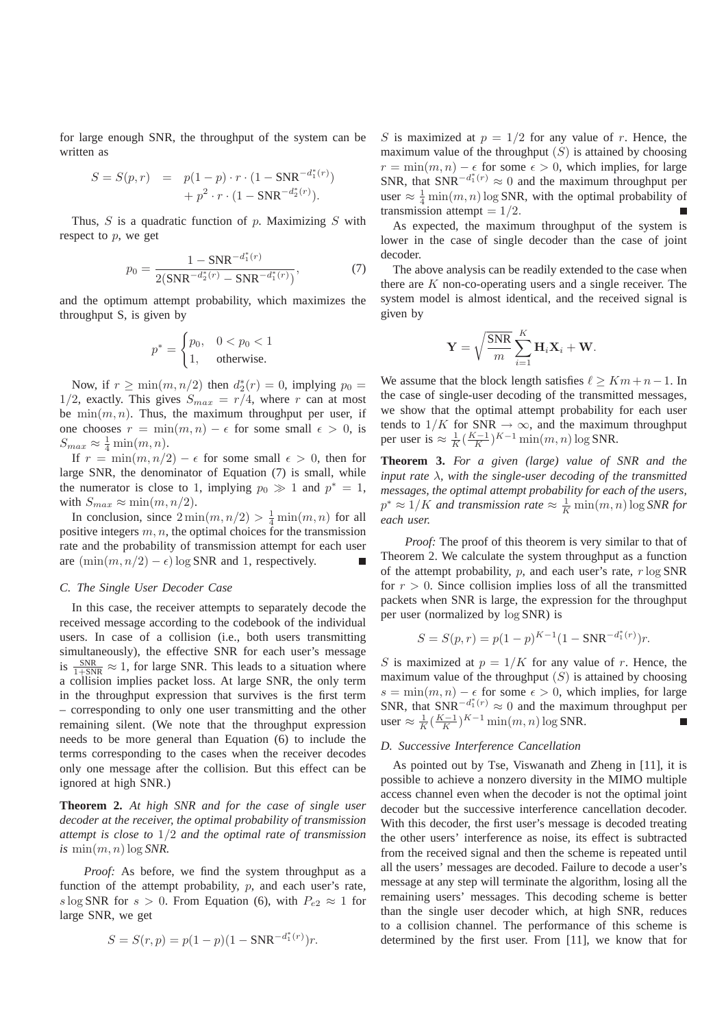for large enough SNR, the throughput of the system can be written as

$$S = S(p,r) = p(1-p)\cdot r \cdot (1-\text{SNR}^{-d_1^*(r)}) + p^2 \cdot r \cdot (1-\text{SNR}^{-d_2^*(r)}).$$

Thus, $S$ is a quadratic function of $p$. Maximizing $S$ with respect to $p$, we get

$$p_0 = \frac{1-\text{SNR}^{-d_1^*(r)}}{2(\text{SNR}^{-d_2^*(r)} - \text{SNR}^{-d_1^*(r)})}, \tag{7}$$

and the optimum attempt probability, which maximizes the throughput S, is given by

$$p^* = \begin{cases} p_0, & 0 < p_0 < 1 \\ 1, & \text{otherwise.} \end{cases}$$

Now, if $r \geq \min(m, n/2)$ then $d_2^*(r) = 0$, implying $p_0 = 1/2$, exactly. This gives $S_{max} = r/4$, where $r$ can at most be $\min(m,n)$. Thus, the maximum throughput per user, if one chooses $r = \min(m,n) - \epsilon$ for some small $\epsilon > 0$, is $S_{max} \approx \frac{1}{4}\min(m,n)$.

If $r = \min(m, n/2) - \epsilon$ for some small $\epsilon > 0$, then for large SNR, the denominator of Equation (7) is small, while the numerator is close to 1, implying $p_0 \gg 1$ and $p^* = 1$, with $S_{max} \approx \min(m, n/2)$.

In conclusion, since $2\min(m, n/2) > \frac{1}{4}\min(m,n)$ for all positive integers $m, n$, the optimal choices for the transmission rate and the probability of transmission attempt for each user are $(\min(m, n/2) - \epsilon)\log \text{SNR}$ and 1, respectively. ∎

### C. The Single User Decoder Case

In this case, the receiver attempts to separately decode the received message according to the codebook of the individual users. In case of a collision (i.e., both users transmitting simultaneously), the effective SNR for each user's message is $\frac{\text{SNR}}{1+\text{SNR}} \approx 1$, for large SNR. This leads to a situation where a collision implies packet loss. At large SNR, the only term in the throughput expression that survives is the first term – corresponding to only one user transmitting and the other remaining silent. (We note that the throughput expression needs to be more general than Equation (6) to include the terms corresponding to the cases when the receiver decodes only one message after the collision. But this effect can be ignored at high SNR.)

**Theorem 2.** *At high SNR and for the case of single user decoder at the receiver, the optimal probability of transmission attempt is close to* $1/2$ *and the optimal rate of transmission is* $\min(m,n)\log$ *SNR.*

*Proof:* As before, we find the system throughput as a function of the attempt probability, $p$, and each user's rate, $s\log\text{SNR}$ for $s > 0$. From Equation (6), with $P_{e2} \approx 1$ for large SNR, we get

$$S = S(r,p) = p(1-p)(1-\text{SNR}^{-d_1^*(r)})r.$$

$S$ is maximized at $p = 1/2$ for any value of $r$. Hence, the maximum value of the throughput $(S)$ is attained by choosing $r = \min(m,n) - \epsilon$ for some $\epsilon > 0$, which implies, for large SNR, that $\text{SNR}^{-d_1^*(r)} \approx 0$ and the maximum throughput per user $\approx \frac{1}{4}\min(m,n)\log\text{SNR}$, with the optimal probability of transmission attempt $= 1/2$. ∎

As expected, the maximum throughput of the system is lower in the case of single decoder than the case of joint decoder.

The above analysis can be readily extended to the case when there are $K$ non-co-operating users and a single receiver. The system model is almost identical, and the received signal is given by

$$\mathbf{Y} = \sqrt{\frac{\text{SNR}}{m}}\sum_{i=1}^{K}\mathbf{H}_i\mathbf{X}_i + \mathbf{W}.$$

We assume that the block length satisfies $\ell \geq Km + n - 1$. In the case of single-user decoding of the transmitted messages, we show that the optimal attempt probability for each user tends to $1/K$ for $\text{SNR} \to \infty$, and the maximum throughput per user is $\approx \frac{1}{K}(\frac{K-1}{K})^{K-1}\min(m,n)\log\text{SNR}$.

**Theorem 3.** *For a given (large) value of SNR and the input rate* $\lambda$*, with the single-user decoding of the transmitted messages, the optimal attempt probability for each of the users,* $p^* \approx 1/K$ *and transmission rate* $\approx \frac{1}{K}\min(m,n)\log$ *SNR for each user.*

*Proof:* The proof of this theorem is very similar to that of Theorem 2. We calculate the system throughput as a function of the attempt probability, $p$, and each user's rate, $r\log\text{SNR}$ for $r > 0$. Since collision implies loss of all the transmitted packets when SNR is large, the expression for the throughput per user (normalized by $\log\text{SNR}$) is

$$S = S(p,r) = p(1-p)^{K-1}(1-\text{SNR}^{-d_1^*(r)})r.$$

$S$ is maximized at $p = 1/K$ for any value of $r$. Hence, the maximum value of the throughput $(S)$ is attained by choosing $s = \min(m,n) - \epsilon$ for some $\epsilon > 0$, which implies, for large SNR, that $\text{SNR}^{-d_1^*(r)} \approx 0$ and the maximum throughput per user $\approx \frac{1}{K}(\frac{K-1}{K})^{K-1}\min(m,n)\log\text{SNR}$. ∎

### D. Successive Interference Cancellation

As pointed out by Tse, Viswanath and Zheng in [11], it is possible to achieve a nonzero diversity in the MIMO multiple access channel even when the decoder is not the optimal joint decoder but the successive interference cancellation decoder. With this decoder, the first user's message is decoded treating the other users' interference as noise, its effect is subtracted from the received signal and then the scheme is repeated until all the users' messages are decoded. Failure to decode a user's message at any step will terminate the algorithm, losing all the remaining users' messages. This decoding scheme is better than the single user decoder which, at high SNR, reduces to a collision channel. The performance of this scheme is determined by the first user. From [11], we know that for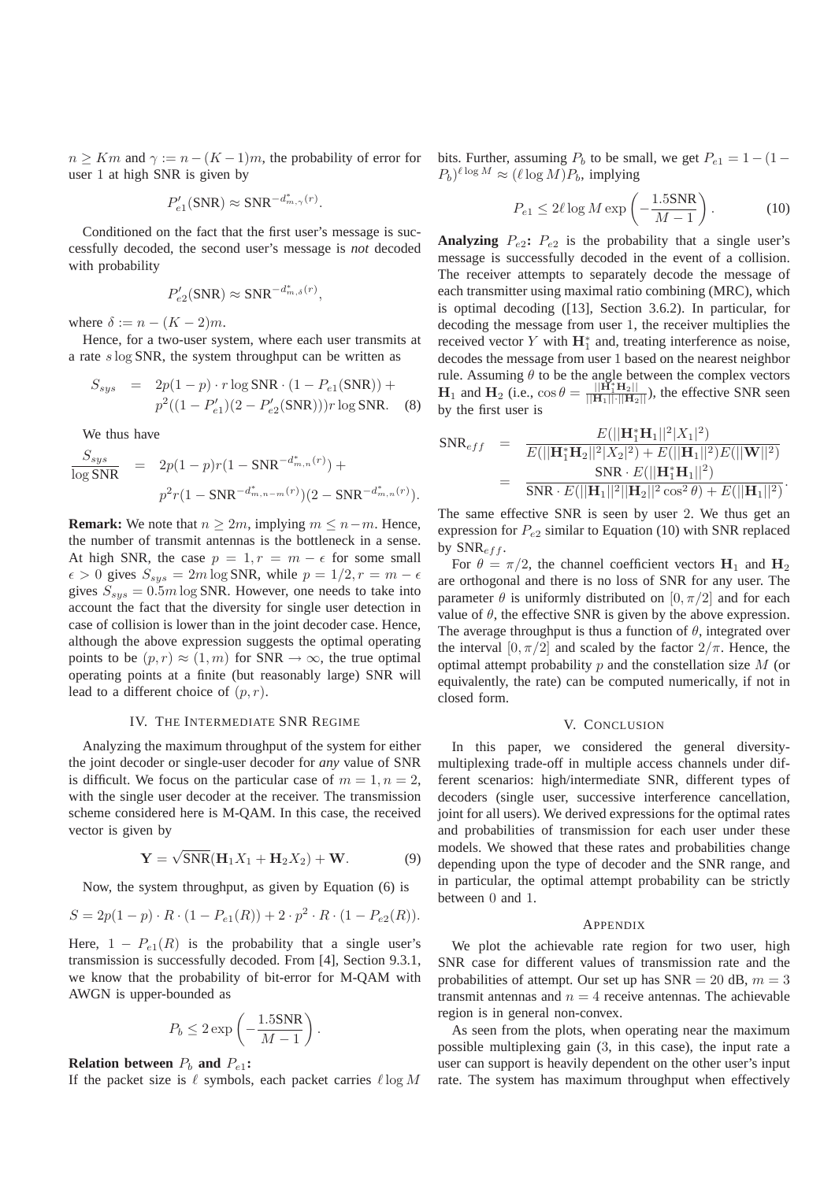$n \geq Km$ and $\gamma := n-(K-1)m$, the probability of error for user 1 at high SNR is given by

$$P'_{e1}(\text{SNR}) \approx \text{SNR}^{-d^*_{m,\gamma}(r)}.$$

Conditioned on the fact that the first user's message is successfully decoded, the second user's message is *not* decoded with probability

$$P'_{e2}(\text{SNR}) \approx \text{SNR}^{-d^*_{m,\delta}(r)},$$

where $\delta := n-(K-2)m$.

Hence, for a two-user system, where each user transmits at a rate $s \log \text{SNR}$, the system throughput can be written as

$$\begin{aligned} S_{sys} &= 2p(1-p) \cdot r \log \text{SNR} \cdot (1 - P_{e1}(\text{SNR})) + \\ & \quad p^2((1-P'_{e1})(2-P'_{e2}(\text{SNR})))r \log \text{SNR}. \end{aligned} \tag{8}$$

We thus have

$$\begin{aligned} \frac{S_{sys}}{\log \text{SNR}} &= 2p(1-p)r(1-\text{SNR}^{-d^*_{m,n}(r)}) + \\ & \quad p^2 r(1-\text{SNR}^{-d^*_{m,n-m}(r)})(2-\text{SNR}^{-d^*_{m,n}(r)}). \end{aligned}$$

**Remark:** We note that $n \geq 2m$, implying $m \leq n-m$. Hence, the number of transmit antennas is the bottleneck in a sense. At high SNR, the case $p=1, r=m-\epsilon$ for some small $\epsilon > 0$ gives $S_{sys} = 2m \log \text{SNR}$, while $p=1/2, r=m-\epsilon$ gives $S_{sys} = 0.5m \log \text{SNR}$. However, one needs to take into account the fact that the diversity for single user detection in case of collision is lower than in the joint decoder case. Hence, although the above expression suggests the optimal operating points to be $(p,r) \approx (1,m)$ for $\text{SNR} \to \infty$, the true optimal operating points at a finite (but reasonably large) SNR will lead to a different choice of $(p,r)$.

## IV. The Intermediate SNR Regime

Analyzing the maximum throughput of the system for either the joint decoder or single-user decoder for *any* value of SNR is difficult. We focus on the particular case of $m=1, n=2$, with the single user decoder at the receiver. The transmission scheme considered here is M-QAM. In this case, the received vector is given by

$$\mathbf{Y} = \sqrt{\text{SNR}}(\mathbf{H}_1 X_1 + \mathbf{H}_2 X_2) + \mathbf{W}. \tag{9}$$

Now, the system throughput, as given by Equation (6) is

$$S = 2p(1-p) \cdot R \cdot (1-P_{e1}(R)) + 2 \cdot p^2 \cdot R \cdot (1 - P_{e2}(R)).$$

Here, $1-P_{e1}(R)$ is the probability that a single user's transmission is successfully decoded. From [4], Section 9.3.1, we know that the probability of bit-error for M-QAM with AWGN is upper-bounded as

$$P_b \leq 2 \exp\left(-\frac{1.5\text{SNR}}{M-1}\right).$$

**Relation between $P_b$ and $P_{e1}$:**
If the packet size is $\ell$ symbols, each packet carries $\ell \log M$ bits. Further, assuming $P_b$ to be small, we get $P_{e1} = 1-(1-P_b)^{\ell \log M} \approx (\ell \log M)P_b$, implying

$$P_{e1} \leq 2\ell \log M \exp\left(-\frac{1.5\text{SNR}}{M-1}\right). \tag{10}$$

**Analyzing $P_{e2}$:** $P_{e2}$ is the probability that a single user's message is successfully decoded in the event of a collision. The receiver attempts to separately decode the message of each transmitter using maximal ratio combining (MRC), which is optimal decoding ([13], Section 3.6.2). In particular, for decoding the message from user 1, the receiver multiplies the received vector $Y$ with $\mathbf{H}_1^*$ and, treating interference as noise, decodes the message from user 1 based on the nearest neighbor rule. Assuming $\theta$ to be the angle between the complex vectors $\mathbf{H}_1$ and $\mathbf{H}_2$ (i.e., $\cos\theta = \frac{||\mathbf{H}_1^*\mathbf{H}_2||}{||\mathbf{H}_1||\cdot||\mathbf{H}_2||}$), the effective SNR seen by the first user is

$$\begin{aligned} \text{SNR}_{eff} &= \frac{E(||\mathbf{H}_1^*\mathbf{H}_1||^2|X_1|^2)}{E(||\mathbf{H}_1^*\mathbf{H}_2||^2|X_2|^2) + E(||\mathbf{H}_1||^2)E(||\mathbf{W}||^2)} \\ &= \frac{\text{SNR} \cdot E(||\mathbf{H}_1^*\mathbf{H}_1||^2)}{\text{SNR} \cdot E(||\mathbf{H}_1||^2||\mathbf{H}_2||^2\cos^2\theta) + E(||\mathbf{H}_1||^2)}. \end{aligned}$$

The same effective SNR is seen by user 2. We thus get an expression for $P_{e2}$ similar to Equation (10) with SNR replaced by $\text{SNR}_{eff}$.

For $\theta = \pi/2$, the channel coefficient vectors $\mathbf{H}_1$ and $\mathbf{H}_2$ are orthogonal and there is no loss of SNR for any user. The parameter $\theta$ is uniformly distributed on $[0, \pi/2]$ and for each value of $\theta$, the effective SNR is given by the above expression. The average throughput is thus a function of $\theta$, integrated over the interval $[0, \pi/2]$ and scaled by the factor $2/\pi$. Hence, the optimal attempt probability $p$ and the constellation size $M$ (or equivalently, the rate) can be computed numerically, if not in closed form.

## V. Conclusion

In this paper, we considered the general diversity-multiplexing trade-off in multiple access channels under different scenarios: high/intermediate SNR, different types of decoders (single user, successive interference cancellation, joint for all users). We derived expressions for the optimal rates and probabilities of transmission for each user under these models. We showed that these rates and probabilities change depending upon the type of decoder and the SNR range, and in particular, the optimal attempt probability can be strictly between 0 and 1.

## Appendix

We plot the achievable rate region for two user, high SNR case for different values of transmission rate and the probabilities of attempt. Our set up has $\text{SNR} = 20$ dB, $m=3$ transmit antennas and $n=4$ receive antennas. The achievable region is in general non-convex.

As seen from the plots, when operating near the maximum possible multiplexing gain (3, in this case), the input rate a user can support is heavily dependent on the other user's input rate. The system has maximum throughput when effectively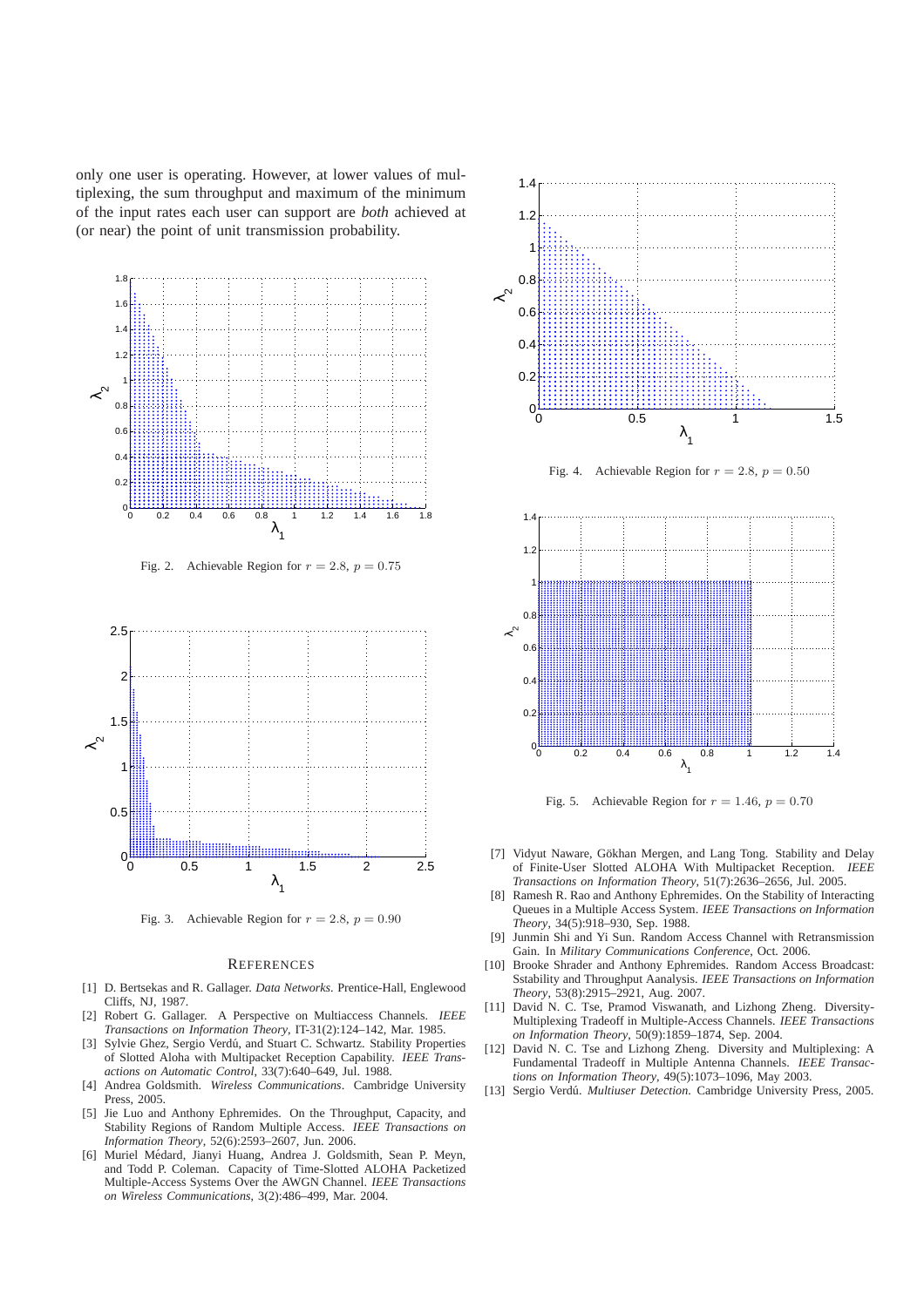only one user is operating. However, at lower values of multiplexing, the sum throughput and maximum of the minimum of the input rates each user can support are *both* achieved at (or near) the point of unit transmission probability.

λ2
λ1
0
0.2
0.4
0.6
0.8
1
1.2
1.4
1.6
1.8

Fig. 2. Achievable Region for $r = 2.8$, $p = 0.75$

λ2
λ1
0
0.5
1
1.5
2
2.5

Fig. 3. Achievable Region for $r = 2.8$, $p = 0.90$

λ2
λ1
0
0.2
0.4
0.6
0.8
1
1.2
1.4
0.5
1.5

Fig. 4. Achievable Region for $r = 2.8$, $p = 0.50$

λ2
λ1
0
0.2
0.4
0.6
0.8
1
1.2
1.4

Fig. 5. Achievable Region for $r = 1.46$, $p = 0.70$

## References

[1] D. Bertsekas and R. Gallager. *Data Networks*. Prentice-Hall, Englewood Cliffs, NJ, 1987.

[2] Robert G. Gallager. A Perspective on Multiaccess Channels. *IEEE Transactions on Information Theory*, IT-31(2):124–142, Mar. 1985.

[3] Sylvie Ghez, Sergio Verdú, and Stuart C. Schwartz. Stability Properties of Slotted Aloha with Multipacket Reception Capability. *IEEE Transactions on Automatic Control*, 33(7):640–649, Jul. 1988.

[4] Andrea Goldsmith. *Wireless Communications*. Cambridge University Press, 2005.

[5] Jie Luo and Anthony Ephremides. On the Throughput, Capacity, and Stability Regions of Random Multiple Access. *IEEE Transactions on Information Theory*, 52(6):2593–2607, Jun. 2006.

[6] Muriel Médard, Jianyi Huang, Andrea J. Goldsmith, Sean P. Meyn, and Todd P. Coleman. Capacity of Time-Slotted ALOHA Packetized Multiple-Access Systems Over the AWGN Channel. *IEEE Transactions on Wireless Communications*, 3(2):486–499, Mar. 2004.

[7] Vidyut Naware, Gökhan Mergen, and Lang Tong. Stability and Delay of Finite-User Slotted ALOHA With Multipacket Reception. *IEEE Transactions on Information Theory*, 51(7):2636–2656, Jul. 2005.

[8] Ramesh R. Rao and Anthony Ephremides. On the Stability of Interacting Queues in a Multiple Access System. *IEEE Transactions on Information Theory*, 34(5):918–930, Sep. 1988.

[9] Junmin Shi and Yi Sun. Random Access Channel with Retransmission Gain. In *Military Communications Conference*, Oct. 2006.

[10] Brooke Shrader and Anthony Ephremides. Random Access Broadcast: Sstability and Throughput Aanalysis. *IEEE Transactions on Information Theory*, 53(8):2915–2921, Aug. 2007.

[11] David N. C. Tse, Pramod Viswanath, and Lizhong Zheng. Diversity-Multiplexing Tradeoff in Multiple-Access Channels. *IEEE Transactions on Information Theory*, 50(9):1859–1874, Sep. 2004.

[12] David N. C. Tse and Lizhong Zheng. Diversity and Multiplexing: A Fundamental Tradeoff in Multiple Antenna Channels. *IEEE Transactions on Information Theory*, 49(5):1073–1096, May 2003.

[13] Sergio Verdú. *Multiuser Detection*. Cambridge University Press, 2005.